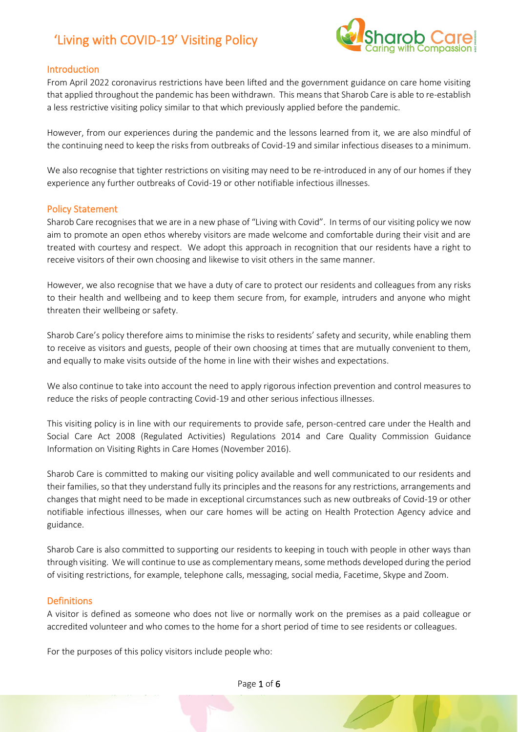# 'Living with COVID-19' Visiting Policy

## Introduction

From April 2022 coronavirus restrictions have been lifted and the government guidance on care home visiting that applied throughout the pandemic has been withdrawn. This means that Sharob Care is able to re-establish a less restrictive visiting policy similar to that which previously applied before the pandemic.

However, from our experiences during the pandemic and the lessons learned from it, we are also mindful of the continuing need to keep the risks from outbreaks of Covid-19 and similar infectious diseases to a minimum.

We also recognise that tighter restrictions on visiting may need to be re-introduced in any of our homes if they experience any further outbreaks of Covid-19 or other notifiable infectious illnesses.

## Policy Statement

Sharob Care recognises that we are in a new phase of "Living with Covid". In terms of our visiting policy we now aim to promote an open ethos whereby visitors are made welcome and comfortable during their visit and are treated with courtesy and respect. We adopt this approach in recognition that our residents have a right to receive visitors of their own choosing and likewise to visit others in the same manner.

However, we also recognise that we have a duty of care to protect our residents and colleagues from any risks to their health and wellbeing and to keep them secure from, for example, intruders and anyone who might threaten their wellbeing or safety.

Sharob Care's policy therefore aims to minimise the risks to residents' safety and security, while enabling them to receive as visitors and guests, people of their own choosing at times that are mutually convenient to them, and equally to make visits outside of the home in line with their wishes and expectations.

We also continue to take into account the need to apply rigorous infection prevention and control measures to reduce the risks of people contracting Covid-19 and other serious infectious illnesses.

This visiting policy is in line with our requirements to provide safe, person-centred care under the Health and Social Care Act 2008 (Regulated Activities) Regulations 2014 and Care Quality Commission Guidance Information on Visiting Rights in Care Homes (November 2016).

Sharob Care is committed to making our visiting policy available and well communicated to our residents and their families, so that they understand fully its principles and the reasons for any restrictions, arrangements and changes that might need to be made in exceptional circumstances such as new outbreaks of Covid-19 or other notifiable infectious illnesses, when our care homes will be acting on Health Protection Agency advice and guidance.

Sharob Care is also committed to supporting our residents to keeping in touch with people in other ways than through visiting. We will continue to use as complementary means, some methods developed during the period of visiting restrictions, for example, telephone calls, messaging, social media, Facetime, Skype and Zoom.

## Definitions

A visitor is defined as someone who does not live or normally work on the premises as a paid colleague or accredited volunteer and who comes to the home for a short period of time to see residents or colleagues.

For the purposes of this policy visitors include people who: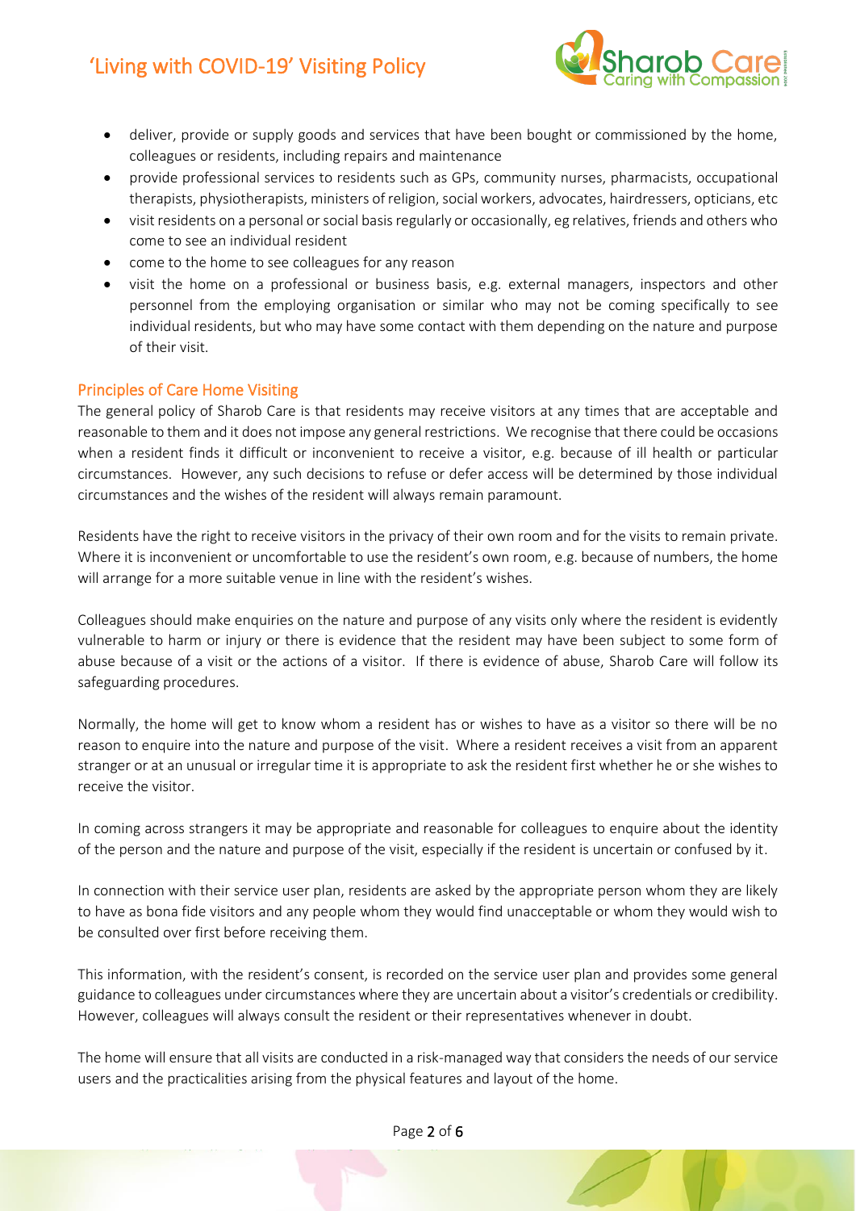- deliver, provide or supply goods and services that have been bought or commissioned by the home, colleagues or residents, including repairs and maintenance
- provide professional services to residents such as GPs, community nurses, pharmacists, occupational therapists, physiotherapists, ministers of religion, social workers, advocates, hairdressers, opticians, etc
- visit residents on a personal or social basis regularly or occasionally, eg relatives, friends and others who come to see an individual resident
- come to the home to see colleagues for any reason
- visit the home on a professional or business basis, e.g. external managers, inspectors and other personnel from the employing organisation or similar who may not be coming specifically to see individual residents, but who may have some contact with them depending on the nature and purpose of their visit.

## Principles of Care Home Visiting

The general policy of Sharob Care is that residents may receive visitors at any times that are acceptable and reasonable to them and it does not impose any general restrictions. We recognise that there could be occasions when a resident finds it difficult or inconvenient to receive a visitor, e.g. because of ill health or particular circumstances. However, any such decisions to refuse or defer access will be determined by those individual circumstances and the wishes of the resident will always remain paramount.

Residents have the right to receive visitors in the privacy of their own room and for the visits to remain private. Where it is inconvenient or uncomfortable to use the resident's own room, e.g. because of numbers, the home will arrange for a more suitable venue in line with the resident's wishes.

Colleagues should make enquiries on the nature and purpose of any visits only where the resident is evidently vulnerable to harm or injury or there is evidence that the resident may have been subject to some form of abuse because of a visit or the actions of a visitor. If there is evidence of abuse, Sharob Care will follow its safeguarding procedures.

Normally, the home will get to know whom a resident has or wishes to have as a visitor so there will be no reason to enquire into the nature and purpose of the visit. Where a resident receives a visit from an apparent stranger or at an unusual or irregular time it is appropriate to ask the resident first whether he or she wishes to receive the visitor.

In coming across strangers it may be appropriate and reasonable for colleagues to enquire about the identity of the person and the nature and purpose of the visit, especially if the resident is uncertain or confused by it.

In connection with their service user plan, residents are asked by the appropriate person whom they are likely to have as bona fide visitors and any people whom they would find unacceptable or whom they would wish to be consulted over first before receiving them.

This information, with the resident's consent, is recorded on the service user plan and provides some general guidance to colleagues under circumstances where they are uncertain about a visitor's credentials or credibility. However, colleagues will always consult the resident or their representatives whenever in doubt.

The home will ensure that all visits are conducted in a risk-managed way that considers the needs of our service users and the practicalities arising from the physical features and layout of the home.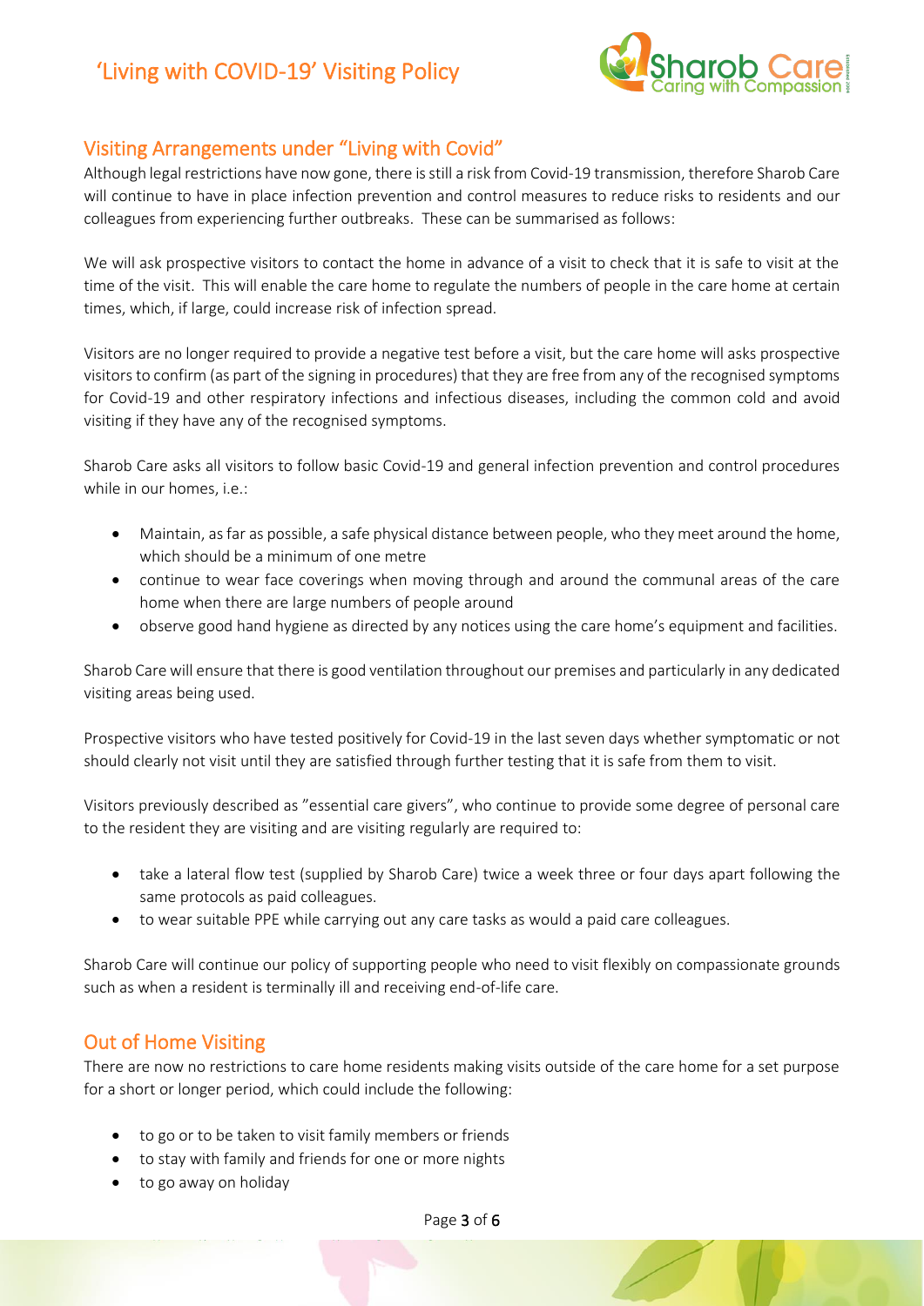## Visiting Arrangements under "Living with Covid"

Although legal restrictions have now gone, there is still a risk from Covid-19 transmission, therefore Sharob Care will continue to have in place infection prevention and control measures to reduce risks to residents and our colleagues from experiencing further outbreaks. These can be summarised as follows:

We will ask prospective visitors to contact the home in advance of a visit to check that it is safe to visit at the time of the visit. This will enable the care home to regulate the numbers of people in the care home at certain times, which, if large, could increase risk of infection spread.

Visitors are no longer required to provide a negative test before a visit, but the care home will asks prospective visitors to confirm (as part of the signing in procedures) that they are free from any of the recognised symptoms for Covid-19 and other respiratory infections and infectious diseases, including the common cold and avoid visiting if they have any of the recognised symptoms.

Sharob Care asks all visitors to follow basic Covid-19 and general infection prevention and control procedures while in our homes, i.e.:

- Maintain, as far as possible, a safe physical distance between people, who they meet around the home, which should be a minimum of one metre
- continue to wear face coverings when moving through and around the communal areas of the care home when there are large numbers of people around
- observe good hand hygiene as directed by any notices using the care home's equipment and facilities.

Sharob Care will ensure that there is good ventilation throughout our premises and particularly in any dedicated visiting areas being used.

Prospective visitors who have tested positively for Covid-19 in the last seven days whether symptomatic or not should clearly not visit until they are satisfied through further testing that it is safe from them to visit.

Visitors previously described as "essential care givers", who continue to provide some degree of personal care to the resident they are visiting and are visiting regularly are required to:

- take a lateral flow test (supplied by Sharob Care) twice a week three or four days apart following the same protocols as paid colleagues.
- to wear suitable PPE while carrying out any care tasks as would a paid care colleagues.

Sharob Care will continue our policy of supporting people who need to visit flexibly on compassionate grounds such as when a resident is terminally ill and receiving end-of-life care.

## Out of Home Visiting

There are now no restrictions to care home residents making visits outside of the care home for a set purpose for a short or longer period, which could include the following:

- to go or to be taken to visit family members or friends
- to stay with family and friends for one or more nights
- to go away on holiday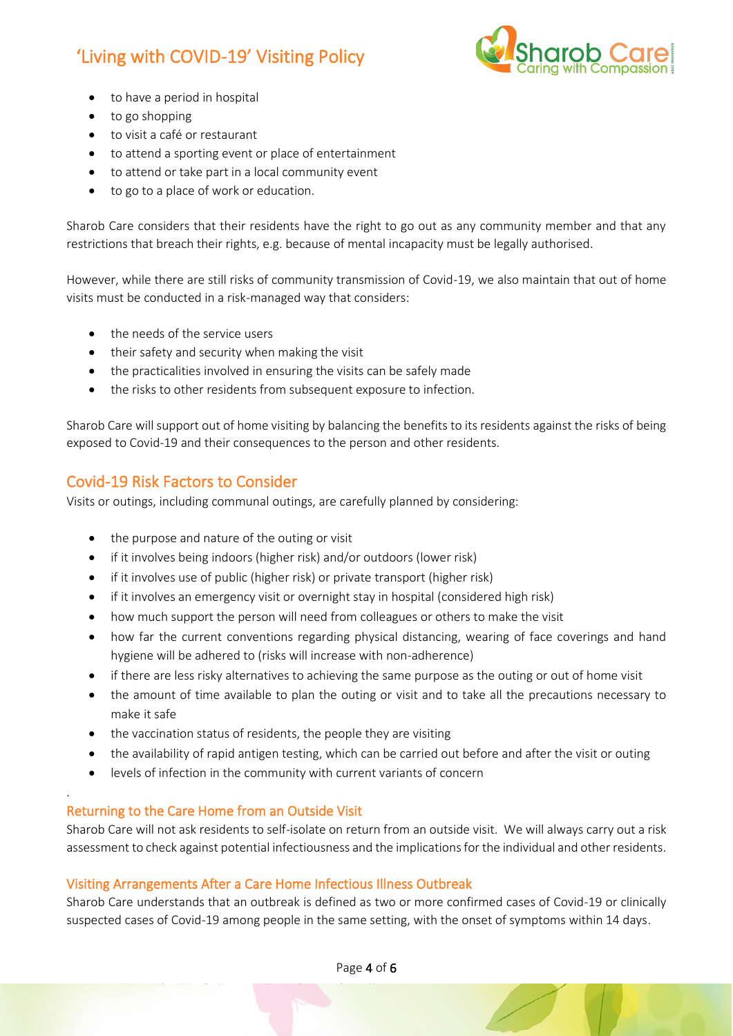- to have a period in hospital
- to go shopping
- to visit a café or restaurant
- to attend a sporting event or place of entertainment
- to attend or take part in a local community event
- to go to a place of work or education.

Sharob Care considers that their residents have the right to go out as any community member and that any restrictions that breach their rights, e.g. because of mental incapacity must be legally authorised.

However, while there are still risks of community transmission of Covid-19, we also maintain that out of home visits must be conducted in a risk-managed way that considers:

- the needs of the service users
- their safety and security when making the visit
- the practicalities involved in ensuring the visits can be safely made
- the risks to other residents from subsequent exposure to infection.

Sharob Care will support out of home visiting by balancing the benefits to its residents against the risks of being exposed to Covid-19 and their consequences to the person and other residents.

## Covid-19 Risk Factors to Consider

Visits or outings, including communal outings, are carefully planned by considering:

- the purpose and nature of the outing or visit
- if it involves being indoors (higher risk) and/or outdoors (lower risk)
- if it involves use of public (higher risk) or private transport (higher risk)
- if it involves an emergency visit or overnight stay in hospital (considered high risk)
- how much support the person will need from colleagues or others to make the visit
- how far the current conventions regarding physical distancing, wearing of face coverings and hand hygiene will be adhered to (risks will increase with non-adherence)
- if there are less risky alternatives to achieving the same purpose as the outing or out of home visit
- the amount of time available to plan the outing or visit and to take all the precautions necessary to make it safe
- the vaccination status of residents, the people they are visiting
- the availability of rapid antigen testing, which can be carried out before and after the visit or outing
- levels of infection in the community with current variants of concern

.

### Returning to the Care Home from an Outside Visit

Sharob Care will not ask residents to self-isolate on return from an outside visit. We will always carry out a risk assessment to check against potential infectiousness and the implications for the individual and other residents.

### Visiting Arrangements After a Care Home Infectious Illness Outbreak

Sharob Care understands that an outbreak is defined as two or more confirmed cases of Covid-19 or clinically suspected cases of Covid-19 among people in the same setting, with the onset of symptoms within 14 days.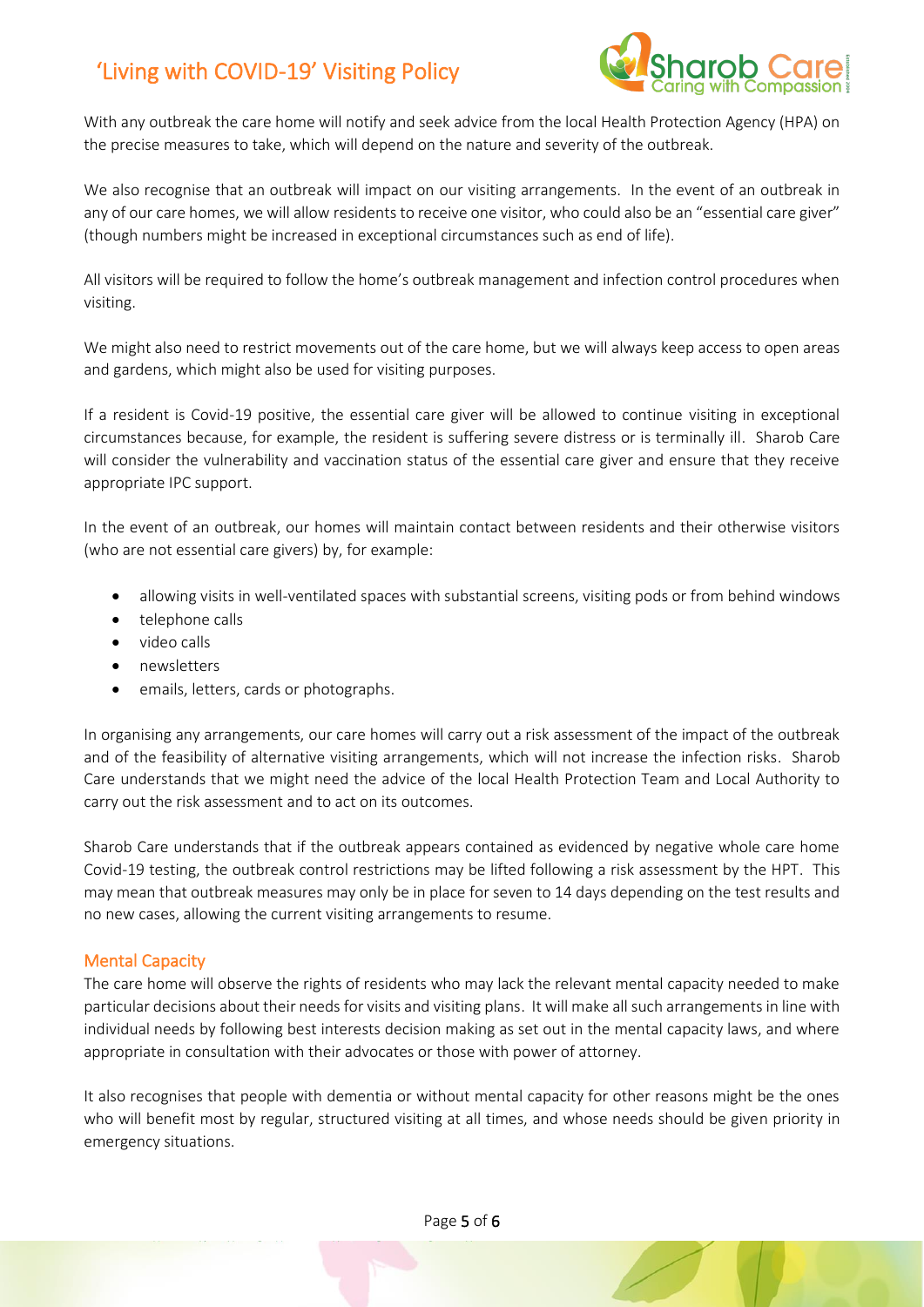With any outbreak the care home will notify and seek advice from the local Health Protection Agency (HPA) on the precise measures to take, which will depend on the nature and severity of the outbreak.

We also recognise that an outbreak will impact on our visiting arrangements. In the event of an outbreak in any of our care homes, we will allow residents to receive one visitor, who could also be an "essential care giver" (though numbers might be increased in exceptional circumstances such as end of life).

All visitors will be required to follow the home's outbreak management and infection control procedures when visiting.

We might also need to restrict movements out of the care home, but we will always keep access to open areas and gardens, which might also be used for visiting purposes.

If a resident is Covid-19 positive, the essential care giver will be allowed to continue visiting in exceptional circumstances because, for example, the resident is suffering severe distress or is terminally ill. Sharob Care will consider the vulnerability and vaccination status of the essential care giver and ensure that they receive appropriate IPC support.

In the event of an outbreak, our homes will maintain contact between residents and their otherwise visitors (who are not essential care givers) by, for example:

- allowing visits in well-ventilated spaces with substantial screens, visiting pods or from behind windows
- telephone calls
- video calls
- newsletters
- emails, letters, cards or photographs.

In organising any arrangements, our care homes will carry out a risk assessment of the impact of the outbreak and of the feasibility of alternative visiting arrangements, which will not increase the infection risks. Sharob Care understands that we might need the advice of the local Health Protection Team and Local Authority to carry out the risk assessment and to act on its outcomes.

Sharob Care understands that if the outbreak appears contained as evidenced by negative whole care home Covid-19 testing, the outbreak control restrictions may be lifted following a risk assessment by the HPT. This may mean that outbreak measures may only be in place for seven to 14 days depending on the test results and no new cases, allowing the current visiting arrangements to resume.

## Mental Capacity

The care home will observe the rights of residents who may lack the relevant mental capacity needed to make particular decisions about their needs for visits and visiting plans. It will make all such arrangements in line with individual needs by following best interests decision making as set out in the mental capacity laws, and where appropriate in consultation with their advocates or those with power of attorney.

It also recognises that people with dementia or without mental capacity for other reasons might be the ones who will benefit most by regular, structured visiting at all times, and whose needs should be given priority in emergency situations.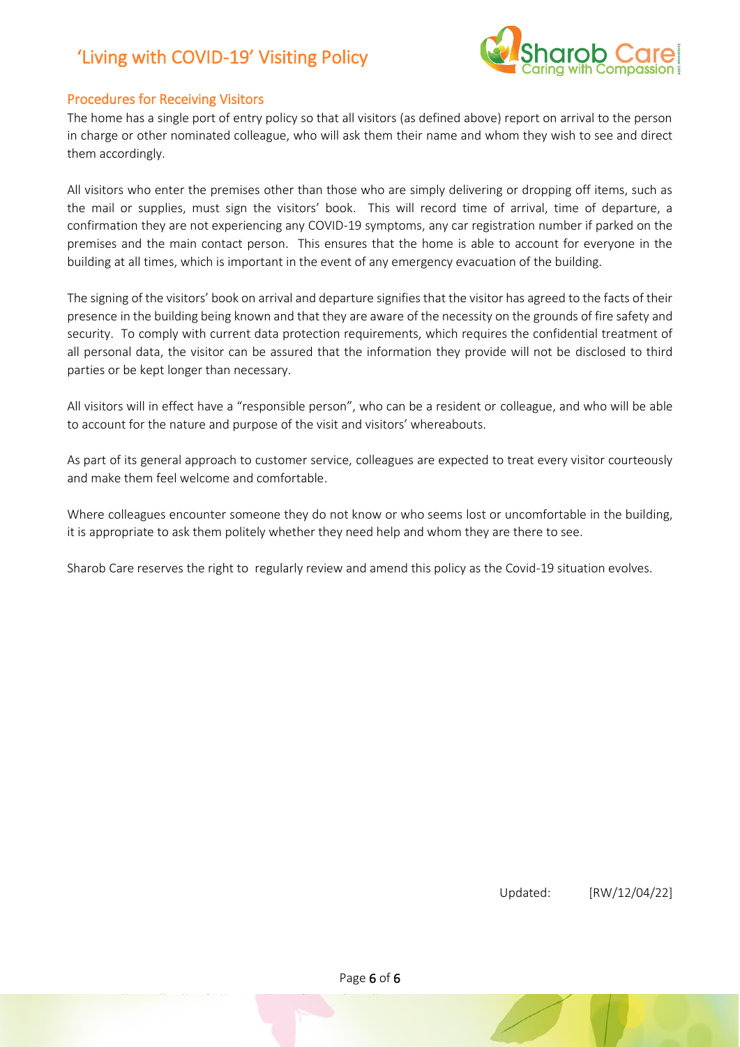## Procedures for Receiving Visitors

The home has a single port of entry policy so that all visitors (as defined above) report on arrival to the person in charge or other nominated colleague, who will ask them their name and whom they wish to see and direct them accordingly.

All visitors who enter the premises other than those who are simply delivering or dropping off items, such as the mail or supplies, must sign the visitors' book. This will record time of arrival, time of departure, a confirmation they are not experiencing any COVID-19 symptoms, any car registration number if parked on the premises and the main contact person. This ensures that the home is able to account for everyone in the building at all times, which is important in the event of any emergency evacuation of the building.

The signing of the visitors' book on arrival and departure signifies that the visitor has agreed to the facts of their presence in the building being known and that they are aware of the necessity on the grounds of fire safety and security. To comply with current data protection requirements, which requires the confidential treatment of all personal data, the visitor can be assured that the information they provide will not be disclosed to third parties or be kept longer than necessary.

All visitors will in effect have a "responsible person", who can be a resident or colleague, and who will be able to account for the nature and purpose of the visit and visitors' whereabouts.

As part of its general approach to customer service, colleagues are expected to treat every visitor courteously and make them feel welcome and comfortable.

Where colleagues encounter someone they do not know or who seems lost or uncomfortable in the building, it is appropriate to ask them politely whether they need help and whom they are there to see.

Sharob Care reserves the right to regularly review and amend this policy as the Covid-19 situation evolves.

Updated: [RW/12/04/22]